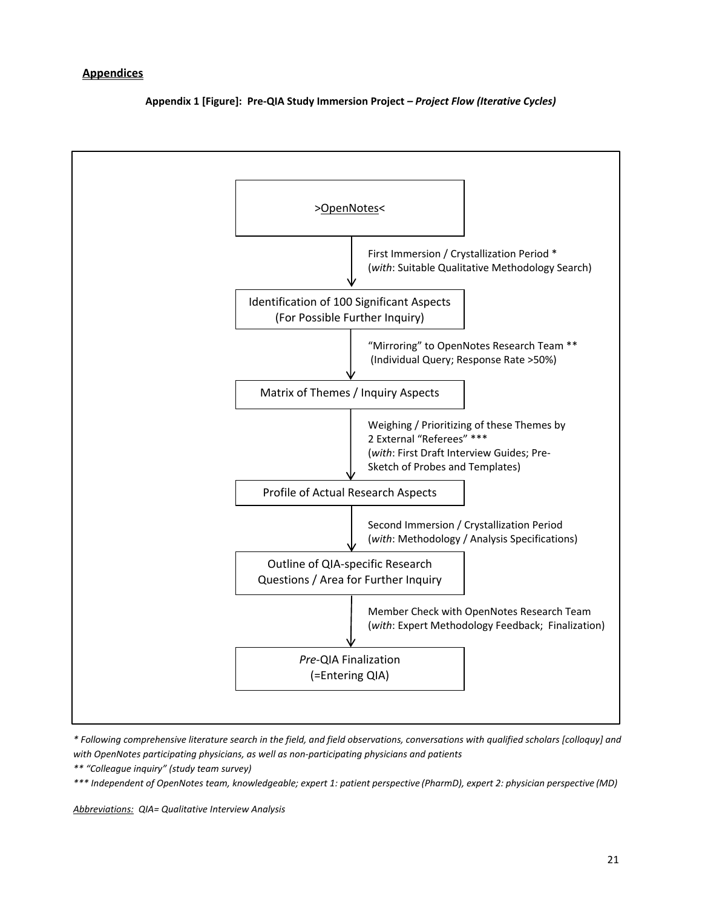## Appendices

**Appendix 1 [Figure]: Pre-QIA Study Immersion Project – *Project Flow (Iterative Cycles)***

>OpenNotes<

↓ First Immersion / Crystallization Period *
(*with*: Suitable Qualitative Methodology Search)

Identification of 100 Significant Aspects
(For Possible Further Inquiry)

↓ "Mirroring" to OpenNotes Research Team **
(Individual Query; Response Rate >50%)

Matrix of Themes / Inquiry Aspects

↓ Weighing / Prioritizing of these Themes by 2 External "Referees" ***
(*with*: First Draft Interview Guides; Pre-Sketch of Probes and Templates)

Profile of Actual Research Aspects

↓ Second Immersion / Crystallization Period
(*with*: Methodology / Analysis Specifications)

Outline of QIA-specific Research Questions / Area for Further Inquiry

↓ Member Check with OpenNotes Research Team
(*with*: Expert Methodology Feedback; Finalization)

*Pre*-QIA Finalization
(=Entering QIA)

*\* Following comprehensive literature search in the field, and field observations, conversations with qualified scholars [colloquy] and with OpenNotes participating physicians, as well as non-participating physicians and patients*

*\*\* "Colleague inquiry" (study team survey)*

*\*\*\* Independent of OpenNotes team, knowledgeable; expert 1: patient perspective (PharmD), expert 2: physician perspective (MD)*

*<u>Abbreviations:</u> QIA= Qualitative Interview Analysis*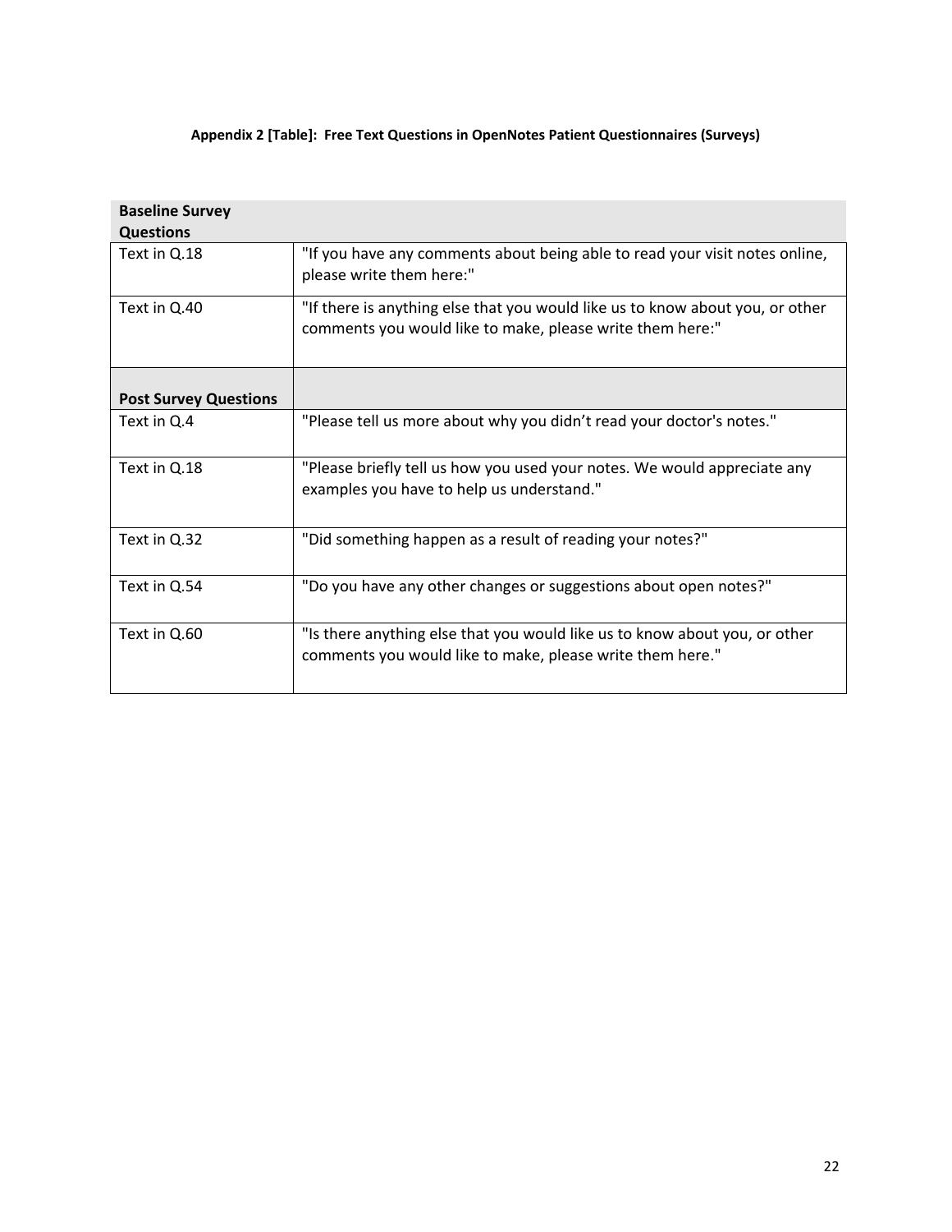**Appendix 2 [Table]: Free Text Questions in OpenNotes Patient Questionnaires (Surveys)**

| **Baseline Survey Questions** | |
|---|---|
| Text in Q.18 | "If you have any comments about being able to read your visit notes online, please write them here:" |
| Text in Q.40 | "If there is anything else that you would like us to know about you, or other comments you would like to make, please write them here:" |
| **Post Survey Questions** | |
| Text in Q.4 | "Please tell us more about why you didn't read your doctor's notes." |
| Text in Q.18 | "Please briefly tell us how you used your notes. We would appreciate any examples you have to help us understand." |
| Text in Q.32 | "Did something happen as a result of reading your notes?" |
| Text in Q.54 | "Do you have any other changes or suggestions about open notes?" |
| Text in Q.60 | "Is there anything else that you would like us to know about you, or other comments you would like to make, please write them here." |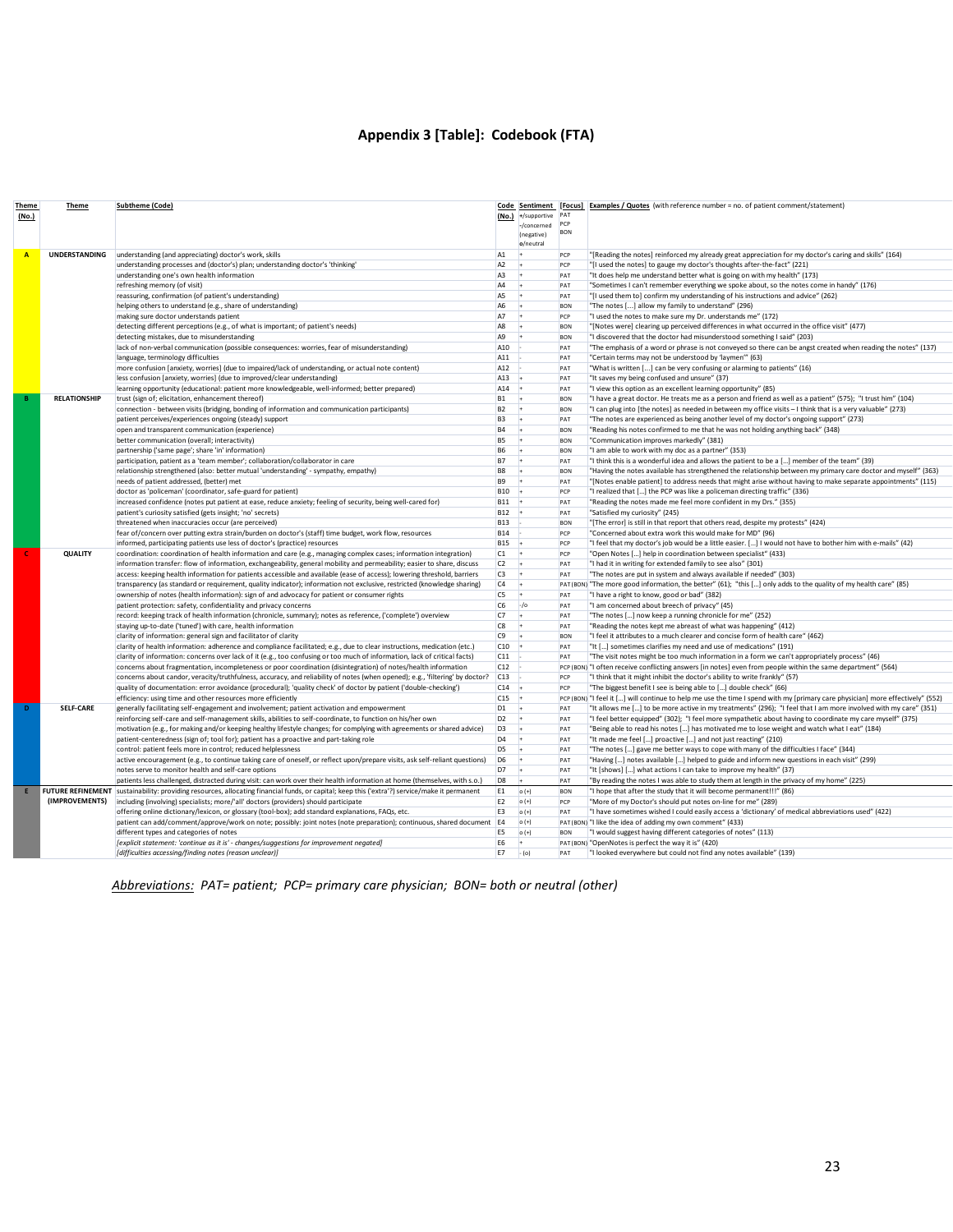# Appendix 3 [Table]: Codebook (FTA)

| Theme (No.) | Theme | Subtheme (Code) | Code (No.) | Sentiment +/supportive -/concerned (negative) o/neutral | [Focus] PAT PCP BON | Examples / Quotes (with reference number = no. of patient comment/statement) |
|---|---|---|---|---|---|---|
| A | UNDERSTANDING | understanding (and appreciating) doctor's work, skills | A1 | + | PCP | "[Reading the notes] reinforced my already great appreciation for my doctor's caring and skills" (164) |
| | | understanding processes and (doctor's) plan; understanding doctor's 'thinking' | A2 | + | PCP | "[I used the notes] to gauge my doctor's thoughts after-the-fact" (221) |
| | | understanding one's own health information | A3 | + | PAT | "It does help me understand better what is going on with my health" (173) |
| | | refreshing memory (of visit) | A4 | + | PAT | "Sometimes I can't remember everything we spoke about, so the notes come in handy" (176) |
| | | reassuring, confirmation (of patient's understanding) | A5 | + | PAT | "[I used them to] confirm my understanding of his instructions and advice" (262) |
| | | helping others to understand (e.g., share of understanding) | A6 | + | BON | "The notes […] allow my family to understand" (296) |
| | | making sure doctor understands patient | A7 | + | PCP | "I used the notes to make sure my Dr. understands me" (172) |
| | | detecting different perceptions (e.g., of what is important; of patient's needs) | A8 | + | BON | "[Notes were] clearing up perceived differences in what occurred in the office visit" (477) |
| | | detecting mistakes, due to misunderstanding | A9 | + | BON | "I discovered that the doctor had misunderstood something I said" (203) |
| | | lack of non-verbal communication (possible consequences: worries, fear of misunderstanding) | A10 | - | PAT | "The emphasis of a word or phrase is not conveyed so there can be angst created when reading the notes" (137) |
| | | language, terminology difficulties | A11 | - | PAT | "Certain terms may not be understood by 'laymen'" (63) |
| | | more confusion [anxiety, worries] (due to impaired/lack of understanding, or actual note content) | A12 | - | PAT | "What is written […] can be very confusing or alarming to patients" (16) |
| | | less confusion [anxiety, worries] (due to improved/clear understanding) | A13 | + | PAT | "It saves my being confused and unsure" (37) |
| | | learning opportunity (educational: patient more knowledgeable, well-informed; better prepared) | A14 | + | PAT | "I view this option as an excellent learning opportunity" (85) |
| B | RELATIONSHIP | trust (sign of; elicitation, enhancement thereof) | B1 | + | BON | "I have a great doctor. He treats me as a person and friend as well as a patient" (575); "I trust him" (104) |
| | | connection - between visits (bridging, bonding of information and communication participants) | B2 | + | BON | "I can plug into [the notes] as needed in between my office visits – I think that is a very valuable" (273) |
| | | patient perceives/experiences ongoing (steady) support | B3 | + | PAT | "The notes are experienced as being another level of my doctor's ongoing support" (273) |
| | | open and transparent communication (experience) | B4 | + | BON | "Reading his notes confirmed to me that he was not holding anything back" (348) |
| | | better communication (overall; interactivity) | B5 | + | BON | "Communication improves markedly" (381) |
| | | partnership ('same page'; share 'in' information) | B6 | + | BON | "I am able to work with my doc as a partner" (353) |
| | | participation, patient as a 'team member'; collaboration/collaborator in care | B7 | + | PAT | "I think this is a wonderful idea and allows the patient to be a […] member of the team" (39) |
| | | relationship strengthened (also: better mutual 'understanding' - sympathy, empathy) | B8 | + | BON | "Having the notes available has strengthened the relationship between my primary care doctor and myself" (363) |
| | | needs of patient addressed, (better) met | B9 | + | PAT | "[Notes enable patient] to address needs that might arise without having to make separate appointments" (115) |
| | | doctor as 'policeman' (coordinator, safe-guard for patient) | B10 | + | PCP | "I realized that […] the PCP was like a policeman directing traffic" (336) |
| | | increased confidence (notes put patient at ease, reduce anxiety; feeling of security, being well-cared for) | B11 | + | PAT | "Reading the notes made me feel more confident in my Drs." (355) |
| | | patient's curiosity satisfied (gets insight; 'no' secrets) | B12 | + | PAT | "Satisfied my curiosity" (245) |
| | | threatened when inaccuracies occur (are perceived) | B13 | - | BON | "[The error] is still in that report that others read, despite my protests" (424) |
| | | fear of/concern over putting extra strain/burden on doctor's (staff) time budget, work flow, resources | B14 | - | PCP | "Concerned about extra work this would make for MD" (96) |
| | | informed, participating patients use less of doctor's (practice) resources | B15 | + | PCP | "I feel that my doctor's job would be a little easier. […] I would not have to bother him with e-mails" (42) |
| C | QUALITY | coordination: coordination of health information and care (e.g., managing complex cases; information integration) | C1 | + | PCP | "Open Notes […] help in coordination between specialist" (433) |
| | | information transfer: flow of information, exchangeability, general mobility and permeability; easier to share, discuss | C2 | + | PAT | "I had it in writing for extended family to see also" (301) |
| | | access: keeping health information for patients accessible and available (ease of access); lowering threshold, barriers | C3 | + | PAT | "The notes are put in system and always available if needed" (303) |
| | | transparency (as standard or requirement, quality indicator); information not exclusive, restricted (knowledge sharing) | C4 | + | PAT (BON) | "The more good information, the better" (61); "this […] only adds to the quality of my health care" (85) |
| | | ownership of notes (health information): sign of and advocacy for patient or consumer rights | C5 | + | PAT | "I have a right to know, good or bad" (382) |
| | | patient protection: safety, confidentiality and privacy concerns | C6 | -/o | PAT | "I am concerned about breech of privacy" (45) |
| | | record: keeping track of health information (chronicle, summary); notes as reference, ('complete') overview | C7 | + | PAT | "The notes […] now keep a running chronicle for me" (252) |
| | | staying up-to-date ('tuned') with care, health information | C8 | + | PAT | "Reading the notes kept me abreast of what was happening" (412) |
| | | clarity of information: general sign and facilitator of clarity | C9 | + | BON | "I feel it attributes to a much clearer and concise form of health care" (462) |
| | | clarity of health information: adherence and compliance facilitated; e.g., due to clear instructions, medication (etc.) | C10 | + | PAT | "It […] sometimes clarifies my need and use of medications" (191) |
| | | clarity of information: concerns over lack of it (e.g., too confusing or too much of information, lack of critical facts) | C11 | - | PAT | "The visit notes might be too much information in a form we can't appropriately process" (46) |
| | | concerns about fragmentation, incompleteness or poor coordination (disintegration) of notes/health information | C12 | - | PCP (BON) | "I often receive conflicting answers [in notes] even from people within the same department" (564) |
| | | concerns about candor, veracity/truthfulness, accuracy, and reliability of notes (when opened); e.g., 'filtering' by doctor? | C13 | - | PCP | "I think that it might inhibit the doctor's ability to write frankly" (57) |
| | | quality of documentation: error avoidance (procedural); 'quality check' of doctor by patient ('double-checking') | C14 | + | PCP | "The biggest benefit I see is being able to […] double check" (66) |
| | | efficiency: using time and other resources more efficiently | C15 | + | PCP (BON) | "I feel it […] will continue to help me use the time I spend with my [primary care physician] more effectively" (552) |
| D | SELF-CARE | generally facilitating self-engagement and involvement; patient activation and empowerment | D1 | + | PAT | "It allows me […] to be more active in my treatments" (296); "I feel that I am more involved with my care" (351) |
| | | reinforcing self-care and self-management skills, abilities to self-coordinate, to function on his/her own | D2 | + | PAT | "I feel better equipped" (302); "I feel more sympathetic about having to coordinate my care myself" (375) |
| | | motivation (e.g., for making and/or keeping healthy lifestyle changes; for complying with agreements or shared advice) | D3 | + | PAT | "Being able to read his notes […] has motivated me to lose weight and watch what I eat" (184) |
| | | patient-centeredness (sign of; tool for); patient has a proactive and part-taking role | D4 | + | PAT | "It made me feel […] proactive […] and not just reacting" (210) |
| | | control: patient feels more in control; reduced helplessness | D5 | + | PAT | "The notes […] gave me better ways to cope with many of the difficulties I face" (344) |
| | | active encouragement (e.g., to continue taking care of oneself, or reflect upon/prepare visits, ask self-reliant questions) | D6 | + | PAT | "Having […] notes available […] helped to guide and inform new questions in each visit" (299) |
| | | notes serve to monitor health and self-care options | D7 | + | PAT | "It [shows] […] what actions I can take to improve my health" (37) |
| | | patients less challenged, distracted during visit: can work over their health information at home (themselves, with s.o.) | D8 | + | PAT | "By reading the notes I was able to study them at length in the privacy of my home" (225) |
| E | FUTURE REFINEMENT (IMPROVEMENTS) | sustainability: providing resources, allocating financial funds, or capital; keep this ('extra'?) service/make it permanent | E1 | o (+) | BON | "I hope that after the study that it will become permanent!!!" (86) |
| | | including (involving) specialists; more/'all' doctors (providers) should participate | E2 | o (+) | PCP | "More of my Doctor's should put notes on-line for me" (289) |
| | | offering online dictionary/lexicon, or glossary (tool-box); add standard explanations, FAQs, etc. | E3 | o (+) | PAT | "I have sometimes wished I could easily access a 'dictionary' of medical abbreviations used" (422) |
| | | patient can add/comment/approve/work on note; possibly: joint notes (note preparation); continuous, shared document | E4 | o (+) | PAT (BON) | "I like the idea of adding my own comment" (433) |
| | | different types and categories of notes | E5 | o (+) | BON | "I would suggest having different categories of notes" (113) |
| | | *[explicit statement: 'continue as it is' - changes/suggestions for improvement negated]* | E6 | + | PAT (BON) | "OpenNotes is perfect the way it is" (420) |
| | | *[difficulties accessing/finding notes (reason unclear)]* | E7 | - (o) | PAT | "I looked everywhere but could not find any notes available" (139) |

*Abbreviations: PAT= patient; PCP= primary care physician; BON= both or neutral (other)*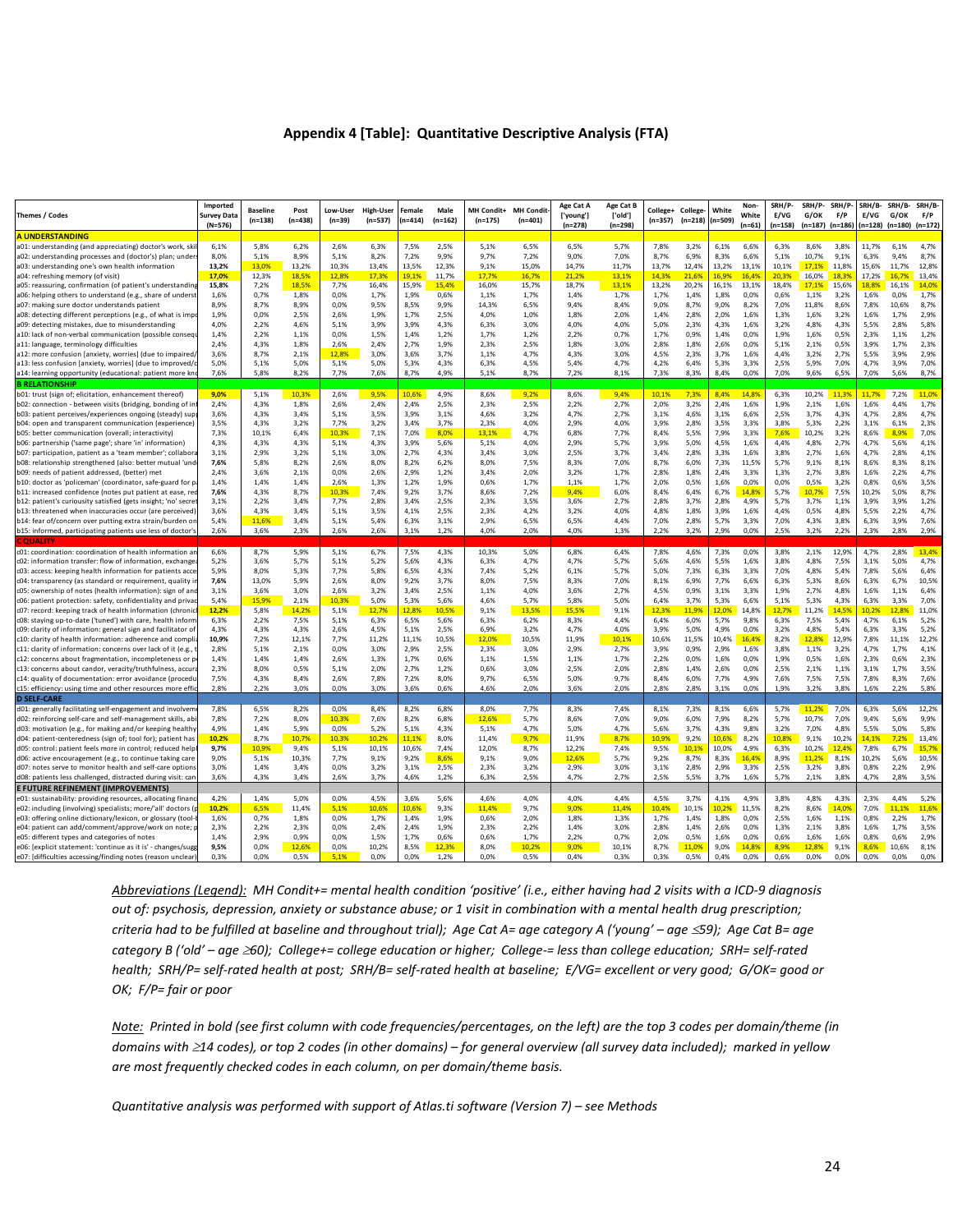## Appendix 4 [Table]: Quantitative Descriptive Analysis (FTA)

| Themes / Codes | Imported Survey Data (N=576) | Baseline (n=138) | Post (n=438) | Low-User (n=39) | High-User (n=537) | Female (n=414) | Male (n=162) | MH Condit+ (n=175) | MH Condit- (n=401) | Age Cat A ['young'] (n=278) | Age Cat B ['old'] (n=298) | College+ (n=357) | College- (n=218) | White (n=509) | Non-White (n=61) | SRH/P-E/VG (n=158) | SRH/P-G/OK (n=187) | SRH/P-F/P (n=186) | SRH/B-E/VG (n=128) | SRH/B-G/OK (n=180) | SRH/B-F/P (n=172) |
|---|---|---|---|---|---|---|---|---|---|---|---|---|---|---|---|---|---|---|---|---|---|
| **A UNDERSTANDING** | | | | | | | | | | | | | | | | | | | | | |
| a01: understanding (and appreciating) doctor's work, skil | 6,1% | 5,8% | 6,2% | 2,6% | 6,3% | 7,5% | 2,5% | 5,1% | 6,5% | 6,5% | 5,7% | 7,8% | 3,2% | 6,1% | 6,6% | 6,3% | 8,6% | 3,8% | 11,7% | 6,1% | 4,7% |
| a02: understanding processes and (doctor's) plan; unders | 8,0% | 5,1% | 8,9% | 5,1% | 8,2% | 7,2% | 9,9% | 9,7% | 7,2% | 9,0% | 7,0% | 8,7% | 6,9% | 8,3% | 6,6% | 5,1% | 10,7% | 9,1% | 6,3% | 9,4% | 8,7% |
| **a03: understanding one's own health information** | **13,2%** | 13,0% | 13,2% | 10,3% | 13,4% | 13,5% | 12,3% | 9,1% | 15,0% | 14,7% | 11,7% | 13,7% | 12,4% | 13,2% | 13,1% | 10,1% | 17,1% | 11,8% | 15,6% | 11,7% | 12,8% |
| **a04: refreshing memory (of visit)** | **17,0%** | 12,3% | 18,5% | 12,8% | 17,3% | 19,1% | 11,7% | 17,7% | 16,7% | 21,2% | 13,1% | 14,3% | 21,6% | 16,9% | 16,4% | 20,3% | 16,0% | 18,3% | 17,2% | 16,7% | 13,4% |
| **a05: reassuring, confirmation (of patient's understanding** | **15,8%** | 7,2% | 18,5% | 7,7% | 16,4% | 15,9% | 15,4% | 16,0% | 15,7% | 18,7% | 13,1% | 13,2% | 20,2% | 16,1% | 13,1% | 18,4% | 17,1% | 15,6% | 18,8% | 16,1% | 14,0% |
| a06: helping others to understand (e.g., share of underst | 1,6% | 0,7% | 1,8% | 0,0% | 1,7% | 1,9% | 0,6% | 1,1% | 1,7% | 1,4% | 1,7% | 1,7% | 1,4% | 1,8% | 0,0% | 0,6% | 1,1% | 3,2% | 1,6% | 0,0% | 1,7% |
| a07: making sure doctor understands patient | 8,9% | 8,7% | 8,9% | 0,0% | 9,5% | 8,5% | 9,9% | 14,3% | 6,5% | 9,4% | 8,4% | 9,0% | 8,7% | 9,0% | 8,2% | 7,0% | 11,8% | 8,6% | 7,8% | 10,6% | 8,7% |
| a08: detecting different perceptions (e.g., of what is impo | 1,9% | 0,0% | 2,5% | 2,6% | 1,9% | 1,7% | 2,5% | 4,0% | 1,0% | 1,8% | 2,0% | 1,4% | 2,8% | 2,0% | 1,6% | 1,3% | 1,6% | 3,2% | 1,6% | 1,7% | 2,9% |
| a09: detecting mistakes, due to misunderstanding | 4,0% | 2,2% | 4,6% | 5,1% | 3,9% | 3,9% | 4,3% | 6,3% | 3,0% | 4,0% | 4,0% | 5,0% | 2,3% | 4,3% | 6,6% | 3,2% | 4,8% | 4,3% | 5,5% | 2,8% | 5,8% |
| a10: lack of non-verbal communication (possible consequ | 1,4% | 2,2% | 1,1% | 0,0% | 1,5% | 1,4% | 1,2% | 1,7% | 1,2% | 2,2% | 0,7% | 1,7% | 0,9% | 1,4% | 0,0% | 1,9% | 1,6% | 0,5% | 2,3% | 1,1% | 1,2% |
| a11: language, terminology difficulties | 2,4% | 4,3% | 1,8% | 2,6% | 2,4% | 2,7% | 1,9% | 2,3% | 2,5% | 1,8% | 3,0% | 2,8% | 1,8% | 2,6% | 0,0% | 5,1% | 2,1% | 0,5% | 3,9% | 1,7% | 2,3% |
| a12: more confusion [anxiety, worries] (due to impaired/ | 3,6% | 8,7% | 2,1% | 12,8% | 3,0% | 3,6% | 3,7% | 1,1% | 4,7% | 4,3% | 3,0% | 4,5% | 2,3% | 3,7% | 1,6% | 4,4% | 3,2% | 2,7% | 5,5% | 3,9% | 2,9% |
| a13: less confusion [anxiety, worries] (due to improved/c | 5,0% | 5,1% | 5,0% | 5,1% | 5,0% | 5,3% | 4,3% | 6,3% | 4,5% | 5,4% | 4,7% | 4,2% | 6,4% | 5,3% | 3,3% | 2,5% | 5,9% | 7,0% | 4,7% | 3,9% | 7,0% |
| a14: learning opportunity (educational: patient more kno | 7,6% | 5,8% | 8,2% | 7,7% | 7,6% | 8,7% | 4,9% | 5,1% | 8,7% | 7,2% | 8,1% | 7,3% | 8,3% | 8,4% | 0,0% | 7,0% | 9,6% | 6,5% | 7,0% | 5,6% | 8,7% |
| **B RELATIONSHIP** | | | | | | | | | | | | | | | | | | | | | |
| **b01: trust (sign of; elicitation, enhancement thereof)** | **9,0%** | 5,1% | 10,3% | 2,6% | 9,5% | 10,6% | 4,9% | 8,6% | 9,2% | 8,6% | 9,4% | 10,1% | 7,3% | 8,4% | 14,8% | 6,3% | 10,2% | 11,3% | 11,7% | 7,2% | 11,0% |
| b02: connection - between visits (bridging, bonding of int | 2,4% | 4,3% | 1,8% | 2,6% | 2,4% | 2,4% | 2,5% | 2,3% | 2,5% | 2,2% | 2,7% | 2,0% | 3,2% | 2,4% | 1,6% | 1,9% | 2,1% | 1,6% | 1,6% | 4,4% | 1,7% |
| b03: patient perceives/experiences ongoing (steady) sup | 3,6% | 4,3% | 3,4% | 5,1% | 3,5% | 3,9% | 3,1% | 4,6% | 3,2% | 4,7% | 2,7% | 3,1% | 4,6% | 3,1% | 6,6% | 2,5% | 3,7% | 4,3% | 4,7% | 2,8% | 4,7% |
| b04: open and transparent communication (experience) | 3,5% | 4,3% | 3,2% | 7,7% | 3,2% | 3,4% | 3,7% | 2,3% | 4,0% | 2,9% | 4,0% | 3,9% | 2,8% | 3,5% | 3,3% | 3,8% | 5,3% | 2,2% | 3,1% | 6,1% | 2,3% |
| b05: better communication (overall; interactivity) | 7,3% | 10,1% | 6,4% | 10,3% | 7,1% | 7,0% | 8,0% | 13,1% | 4,7% | 6,8% | 7,7% | 8,4% | 5,5% | 7,9% | 3,3% | 7,6% | 10,2% | 3,2% | 8,6% | 8,9% | 7,0% |
| b06: partnership ('same page'; share 'in' information) | 4,3% | 4,3% | 4,3% | 5,1% | 4,3% | 3,9% | 5,6% | 5,1% | 4,0% | 2,9% | 5,7% | 3,9% | 5,0% | 4,5% | 1,6% | 4,4% | 4,8% | 2,7% | 4,7% | 5,6% | 4,1% |
| b07: participation, patient as a 'team member'; collabora | 3,1% | 2,9% | 3,2% | 5,1% | 3,0% | 2,7% | 4,3% | 3,4% | 3,0% | 2,5% | 3,7% | 3,4% | 2,8% | 3,3% | 1,6% | 3,8% | 2,7% | 1,6% | 4,7% | 2,8% | 4,1% |
| **b08: relationship strengthened (also: better mutual 'und** | **7,6%** | 5,8% | 8,2% | 2,6% | 8,0% | 8,2% | 6,2% | 8,0% | 7,5% | 8,3% | 7,0% | 8,7% | 6,0% | 7,3% | 11,5% | 5,7% | 9,1% | 8,1% | 8,6% | 8,3% | 8,1% |
| b09: needs of patient addressed, (better) met | 2,4% | 3,6% | 2,1% | 0,0% | 2,6% | 2,9% | 1,2% | 3,4% | 2,0% | 3,2% | 1,7% | 2,8% | 1,8% | 2,4% | 3,3% | 1,3% | 2,7% | 3,8% | 1,6% | 2,2% | 4,7% |
| b10: doctor as 'policeman' (coordinator, safe-guard for p | 1,4% | 1,4% | 1,4% | 2,6% | 1,3% | 1,2% | 1,9% | 0,6% | 1,7% | 1,1% | 1,7% | 2,0% | 0,5% | 1,6% | 0,0% | 0,0% | 0,5% | 3,2% | 0,8% | 0,6% | 3,5% |
| **b11: increased confidence (notes put patient at ease, red** | **7,6%** | 4,3% | 8,7% | 10,3% | 7,4% | 9,2% | 3,7% | 8,6% | 7,2% | 9,4% | 6,0% | 8,4% | 6,4% | 6,7% | 14,8% | 5,7% | 10,7% | 7,5% | 10,2% | 5,0% | 8,7% |
| b12: patient's curiousity satisfied (gets insight; 'no' secret | 3,1% | 2,2% | 3,4% | 7,7% | 2,8% | 3,4% | 2,5% | 2,3% | 3,5% | 3,6% | 2,7% | 2,8% | 3,7% | 2,8% | 4,9% | 5,7% | 3,7% | 1,1% | 3,9% | 3,9% | 1,2% |
| b13: threatened when inaccuracies occur (are perceived) | 3,6% | 4,3% | 3,4% | 5,1% | 3,5% | 4,1% | 2,5% | 2,3% | 4,2% | 3,2% | 4,0% | 4,8% | 1,8% | 3,9% | 1,6% | 4,4% | 0,5% | 4,8% | 5,5% | 2,2% | 4,7% |
| b14: fear of/concern over putting extra strain/burden on | 5,4% | 11,6% | 3,4% | 5,1% | 5,4% | 6,3% | 3,1% | 2,9% | 6,5% | 6,5% | 4,4% | 7,0% | 2,8% | 5,7% | 3,3% | 7,0% | 4,3% | 3,8% | 6,3% | 3,9% | 7,6% |
| b15: informed, participating patients use less of doctor's | 2,6% | 3,6% | 2,3% | 2,6% | 2,6% | 3,1% | 1,2% | 4,0% | 2,0% | 4,0% | 1,3% | 2,2% | 3,2% | 2,9% | 0,0% | 2,5% | 3,2% | 2,2% | 2,3% | 2,8% | 2,9% |
| **C QUALITY** | | | | | | | | | | | | | | | | | | | | | |
| c01: coordination: coordination of health information an | 6,6% | 8,7% | 5,9% | 5,1% | 6,7% | 7,5% | 4,3% | 10,3% | 5,0% | 6,8% | 6,4% | 7,8% | 4,6% | 7,3% | 0,0% | 3,8% | 2,1% | 12,9% | 4,7% | 2,8% | 13,4% |
| c02: information transfer: flow of information, exchange | 5,2% | 3,6% | 5,7% | 5,1% | 5,2% | 5,6% | 4,3% | 6,3% | 4,7% | 4,7% | 5,7% | 5,6% | 4,6% | 5,5% | 1,6% | 3,8% | 4,8% | 7,5% | 3,1% | 5,0% | 4,7% |
| c03: access: keeping health information for patients acce | 5,9% | 8,0% | 5,3% | 7,7% | 5,8% | 6,5% | 4,3% | 7,4% | 5,2% | 6,1% | 5,7% | 5,0% | 7,3% | 6,3% | 3,3% | 7,0% | 4,8% | 5,4% | 7,8% | 5,6% | 6,4% |
| **c04: transparency (as standard or requirement, quality in** | **7,6%** | 13,0% | 5,9% | 2,6% | 8,0% | 9,2% | 3,7% | 8,0% | 7,5% | 8,3% | 7,0% | 8,1% | 6,9% | 7,7% | 6,6% | 6,3% | 5,3% | 8,6% | 6,3% | 6,7% | 10,5% |
| c05: ownership of notes (health information): sign of and | 3,1% | 3,6% | 3,0% | 2,6% | 3,2% | 3,4% | 2,5% | 1,1% | 4,0% | 3,6% | 2,7% | 4,5% | 0,9% | 3,1% | 3,3% | 1,9% | 2,7% | 4,8% | 1,6% | 1,1% | 6,4% |
| c06: patient protection: safety, confidentiality and privac | 5,4% | 15,9% | 2,1% | 10,3% | 5,0% | 5,3% | 5,6% | 4,6% | 5,7% | 5,8% | 5,0% | 6,4% | 3,7% | 5,3% | 6,6% | 5,1% | 5,3% | 4,3% | 6,3% | 3,3% | 7,0% |
| **c07: record: keeping track of health information (chronicl** | **12,2%** | 5,8% | 14,2% | 5,1% | 12,7% | 12,8% | 10,5% | 9,1% | 13,5% | 15,5% | 9,1% | 12,3% | 11,9% | 12,0% | 14,8% | 12,7% | 11,2% | 14,5% | 10,2% | 12,8% | 11,0% |
| c08: staying up-to-date ('tuned') with care, health inform | 6,3% | 2,2% | 7,5% | 5,1% | 6,3% | 6,5% | 5,6% | 6,3% | 6,2% | 8,3% | 4,4% | 6,4% | 6,0% | 5,7% | 9,8% | 6,3% | 7,5% | 5,4% | 4,7% | 6,1% | 5,2% |
| c09: clarity of information: general sign and facilitator of | 4,3% | 4,3% | 4,3% | 2,6% | 4,5% | 5,1% | 2,5% | 6,9% | 3,2% | 4,7% | 4,0% | 3,9% | 5,0% | 4,9% | 0,0% | 3,2% | 4,8% | 5,4% | 6,3% | 3,3% | 5,2% |
| **c10: clarity of health information: adherence and compli** | **10,9%** | 7,2% | 12,1% | 7,7% | 11,2% | 11,1% | 10,5% | 12,0% | 10,5% | 11,9% | 10,1% | 10,6% | 11,5% | 10,4% | 16,4% | 8,2% | 12,8% | 12,9% | 7,8% | 11,1% | 12,2% |
| c11: clarity of information: concerns over lack of it (e.g., t | 2,8% | 5,1% | 2,1% | 0,0% | 3,0% | 2,9% | 2,5% | 2,3% | 3,0% | 2,9% | 2,7% | 3,9% | 0,9% | 2,9% | 1,6% | 3,8% | 1,1% | 3,2% | 4,7% | 1,7% | 4,1% |
| c12: concerns about fragmentation, incompleteness or p | 1,4% | 1,4% | 1,4% | 2,6% | 1,3% | 1,7% | 0,6% | 1,1% | 1,5% | 1,1% | 1,7% | 2,2% | 0,0% | 1,6% | 0,0% | 1,9% | 0,5% | 1,6% | 2,3% | 0,6% | 2,3% |
| c13: concerns about candor, veracity/truthfulness, accura | 2,3% | 8,0% | 0,5% | 5,1% | 2,0% | 2,7% | 1,2% | 0,6% | 3,0% | 2,5% | 2,0% | 2,8% | 1,4% | 2,6% | 0,0% | 2,5% | 2,1% | 1,1% | 3,1% | 1,7% | 3,5% |
| c14: quality of documentation: error avoidance (procedu | 7,5% | 4,3% | 8,4% | 2,6% | 7,8% | 7,2% | 8,0% | 9,7% | 6,5% | 5,0% | 9,7% | 8,4% | 6,0% | 7,7% | 4,9% | 7,6% | 7,5% | 7,5% | 7,8% | 8,3% | 7,6% |
| c15: efficiency: using time and other resources more effic | 2,8% | 2,2% | 3,0% | 0,0% | 3,0% | 3,6% | 0,6% | 4,6% | 2,0% | 3,6% | 2,0% | 2,8% | 2,8% | 3,1% | 0,0% | 1,9% | 3,2% | 3,8% | 1,6% | 2,2% | 5,8% |
| **D SELF-CARE** | | | | | | | | | | | | | | | | | | | | | |
| d01: generally facilitating self-engagement and involveme | 7,8% | 6,5% | 8,2% | 0,0% | 8,4% | 8,2% | 6,8% | 8,0% | 7,7% | 8,3% | 7,4% | 8,1% | 7,3% | 8,1% | 6,6% | 5,7% | 11,2% | 7,0% | 6,3% | 5,6% | 12,2% |
| d02: reinforcing self-care and self-management skills, abi | 7,8% | 7,2% | 8,0% | 10,3% | 7,6% | 8,2% | 6,8% | 12,6% | 5,7% | 8,6% | 7,0% | 9,0% | 6,0% | 7,9% | 8,2% | 5,7% | 10,7% | 7,0% | 9,4% | 5,6% | 9,9% |
| d03: motivation (e.g., for making and/or keeping healthy | 4,9% | 1,4% | 5,9% | 0,0% | 5,2% | 5,1% | 4,3% | 5,1% | 4,7% | 5,0% | 4,7% | 5,6% | 3,7% | 4,3% | 9,8% | 3,2% | 7,0% | 4,8% | 5,5% | 5,0% | 5,8% |
| **d04: patient-centeredness (sign of; tool for); patient has** | **10,2%** | 8,7% | 10,7% | 10,3% | 10,2% | 11,1% | 8,0% | 11,4% | 9,7% | 11,9% | 8,7% | 10,9% | 9,2% | 10,6% | 8,2% | 10,8% | 9,1% | 10,2% | 14,1% | 7,2% | 13,4% |
| **d05: control: patient feels more in control; reduced helpl** | **9,7%** | 10,9% | 9,4% | 5,1% | 10,1% | 10,6% | 7,4% | 12,0% | 8,7% | 12,2% | 7,4% | 9,5% | 10,1% | 10,0% | 4,9% | 6,3% | 10,2% | 12,4% | 7,8% | 6,7% | 15,7% |
| d06: active encouragement (e.g., to continue taking care | 9,0% | 5,1% | 10,3% | 7,7% | 9,1% | 9,2% | 8,6% | 9,1% | 9,0% | 12,6% | 5,7% | 9,2% | 8,7% | 8,3% | 16,4% | 8,9% | 11,2% | 8,1% | 10,2% | 5,6% | 10,5% |
| d07: notes serve to monitor health and self-care options | 3,0% | 1,4% | 3,4% | 0,0% | 3,2% | 3,1% | 2,5% | 2,3% | 3,2% | 2,9% | 3,0% | 3,1% | 2,8% | 2,9% | 3,3% | 2,5% | 3,2% | 3,8% | 0,8% | 2,2% | 2,9% |
| d08: patients less challenged, distracted during visit: can | 3,6% | 4,3% | 3,4% | 2,6% | 3,7% | 4,6% | 1,2% | 6,3% | 2,5% | 4,7% | 2,7% | 2,5% | 5,5% | 3,7% | 1,6% | 5,7% | 2,1% | 3,8% | 4,7% | 2,8% | 3,5% |
| **E FUTURE REFINEMENT (IMPROVEMENTS)** | | | | | | | | | | | | | | | | | | | | | |
| e01: sustainability: providing resources, allocating financ | 4,2% | 1,4% | 5,0% | 0,0% | 4,5% | 3,6% | 5,6% | 4,6% | 4,0% | 4,0% | 4,4% | 4,5% | 3,7% | 4,1% | 4,9% | 3,8% | 4,8% | 4,3% | 2,3% | 4,4% | 5,2% |
| **e02: including (involving) specialists; more/'all' doctors (p** | **10,2%** | 6,5% | 11,4% | 5,1% | 10,6% | 10,6% | 9,3% | 11,4% | 9,7% | 9,0% | 11,4% | 10,4% | 10,1% | 10,2% | 11,5% | 8,2% | 8,6% | 14,0% | 7,0% | 11,1% | 11,6% |
| e03: offering online dictionary/lexicon, or glossary (tool-k | 1,6% | 0,7% | 1,8% | 0,0% | 1,7% | 1,4% | 1,9% | 0,6% | 2,0% | 1,8% | 1,3% | 1,7% | 1,4% | 1,8% | 0,0% | 2,5% | 1,6% | 1,1% | 0,8% | 2,2% | 1,7% |
| e04: patient can add/comment/approve/work on note; p | 2,3% | 2,2% | 2,3% | 0,0% | 2,4% | 2,4% | 1,9% | 2,3% | 2,2% | 1,4% | 3,0% | 2,8% | 1,4% | 2,6% | 0,0% | 1,3% | 2,1% | 3,8% | 1,6% | 1,7% | 3,5% |
| e05: different types and categories of notes | 1,4% | 2,9% | 0,9% | 0,0% | 1,5% | 1,7% | 0,6% | 0,6% | 1,7% | 2,2% | 0,7% | 2,0% | 0,5% | 1,6% | 0,0% | 0,6% | 1,6% | 1,6% | 0,8% | 0,6% | 2,9% |
| **e06: [explicit statement: 'continue as it is' - changes/sugg** | **9,5%** | 0,0% | 12,6% | 0,0% | 10,2% | 8,5% | 12,3% | 8,0% | 10,2% | 9,0% | 10,1% | 8,7% | 11,0% | 9,0% | 14,8% | 8,9% | 12,8% | 9,1% | 8,6% | 10,6% | 8,1% |
| e07: [difficulties accessing/finding notes (reason unclear) | 0,3% | 0,0% | 0,5% | 5,1% | 0,0% | 0,0% | 1,2% | 0,0% | 0,5% | 0,4% | 0,3% | 0,3% | 0,5% | 0,4% | 0,0% | 0,6% | 0,0% | 0,0% | 0,0% | 0,0% | 0,0% |

*Abbreviations (Legend): MH Condit+= mental health condition 'positive' (i.e., either having had 2 visits with a ICD-9 diagnosis out of: psychosis, depression, anxiety or substance abuse; or 1 visit in combination with a mental health drug prescription; criteria had to be fulfilled at baseline and throughout trial); Age Cat A= age category A ('young' – age ≤59); Age Cat B= age category B ('old' – age ≥60); College+= college education or higher; College-= less than college education; SRH= self-rated health; SRH/P= self-rated health at post; SRH/B= self-rated health at baseline; E/VG= excellent or very good; G/OK= good or OK; F/P= fair or poor*

*Note: Printed in bold (see first column with code frequencies/percentages, on the left) are the top 3 codes per domain/theme (in domains with ≥14 codes), or top 2 codes (in other domains) – for general overview (all survey data included); marked in yellow are most frequently checked codes in each column, on per domain/theme basis.*

*Quantitative analysis was performed with support of Atlas.ti software (Version 7) – see Methods*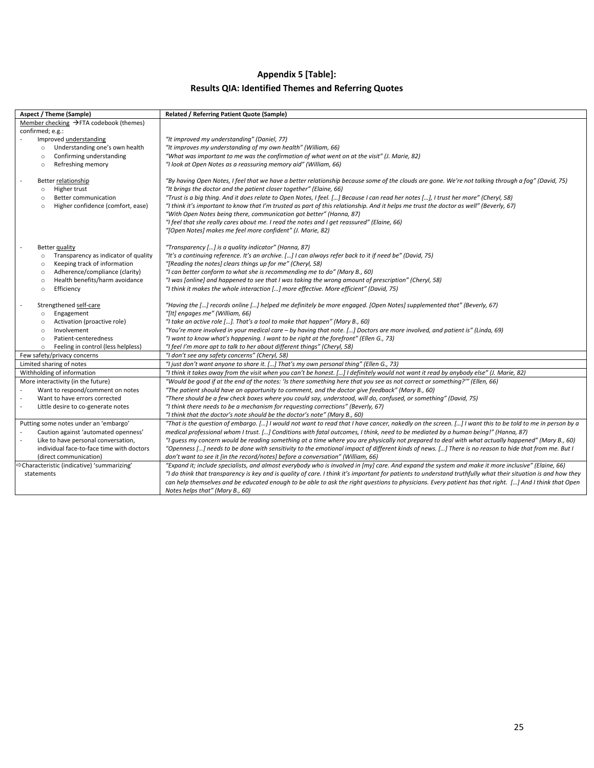# Appendix 5 [Table]:
## Results QIA: Identified Themes and Referring Quotes

| Aspect / Theme (Sample) | Related / Referring Patient Quote (Sample) |
|---|---|
| Member checking →FTA codebook (themes) confirmed; e.g.: | |
| - Improved understanding | *"It improved my understanding" (Daniel, 77)* |
| ○ Understanding one's own health | *"It improves my understanding of my own health" (William, 66)* |
| ○ Confirming understanding | *"What was important to me was the confirmation of what went on at the visit" (J. Marie, 82)* |
| ○ Refreshing memory | *"I look at Open Notes as a reassuring memory aid" (William, 66)* |
| - Better relationship | *"By having Open Notes, I feel that we have a better relationship because some of the clouds are gone. We're not talking through a fog" (David, 75)* |
| ○ Higher trust | *"It brings the doctor and the patient closer together" (Elaine, 66)* |
| ○ Better communication | *"Trust is a big thing. And it does relate to Open Notes, I feel. […] Because I can read her notes […], I trust her more" (Cheryl, 58)* |
| ○ Higher confidence (comfort, ease) | *"I think it's important to know that I'm trusted as part of this relationship. And it helps me trust the doctor as well" (Beverly, 67)* |
| | *"With Open Notes being there, communication got better" (Hanna, 87)* |
| | *"I feel that she really cares about me. I read the notes and I get reassured" (Elaine, 66)* |
| | *"[Open Notes] makes me feel more confident" (J. Marie, 82)* |
| - Better quality | *"Transparency […] is a quality indicator" (Hanna, 87)* |
| ○ Transparency as indicator of quality | *"It's a continuing reference. It's an archive. […] I can always refer back to it if need be" (David, 75)* |
| ○ Keeping track of information | *"[Reading the notes] clears things up for me" (Cheryl, 58)* |
| ○ Adherence/compliance (clarity) | *"I can better conform to what she is recommending me to do" (Mary B., 60)* |
| ○ Health benefits/harm avoidance | *"I was [online] and happened to see that I was taking the wrong amount of prescription" (Cheryl, 58)* |
| ○ Efficiency | *"I think it makes the whole interaction […] more effective. More efficient" (David, 75)* |
| - Strengthened self-care | *"Having the […] records online […] helped me definitely be more engaged. [Open Notes] supplemented that" (Beverly, 67)* |
| ○ Engagement | *"[It] engages me" (William, 66)* |
| ○ Activation (proactive role) | *"I take an active role […]. That's a tool to make that happen" (Mary B., 60)* |
| ○ Involvement | *"You're more involved in your medical care – by having that note. […] Doctors are more involved, and patient is" (Linda, 69)* |
| ○ Patient-centeredness | *"I want to know what's happening. I want to be right at the forefront" (Ellen G., 73)* |
| ○ Feeling in control (less helpless) | *"I feel I'm more apt to talk to her about different things" (Cheryl, 58)* |
| Few safety/privacy concerns | *"I don't see any safety concerns" (Cheryl, 58)* |
| Limited sharing of notes | *"I just don't want anyone to share it. […] That's my own personal thing" (Ellen G., 73)* |
| Withholding of information | *"I think it takes away from the visit when you can't be honest. […] I definitely would not want it read by anybody else" (J. Marie, 82)* |
| More interactivity (in the future) | *"Would be good if at the end of the notes: 'Is there something here that you see as not correct or something?'" (Ellen, 66)* |
| - Want to respond/comment on notes | *"The patient should have an opportunity to comment, and the doctor give feedback" (Mary B., 60)* |
| - Want to have errors corrected | *"There should be a few check boxes where you could say, understood, will do, confused, or something" (David, 75)* |
| - Little desire to co-generate notes | *"I think there needs to be a mechanism for requesting corrections" (Beverly, 67)* |
| | *"I think that the doctor's note should be the doctor's note" (Mary B., 60)* |
| Putting some notes under an 'embargo' | *"That is the question of embargo. […] I would not want to read that I have cancer, nakedly on the screen. […] I want this to be told to me in person by a medical professional whom I trust. […] Conditions with fatal outcomes, I think, need to be mediated by a human being!" (Hanna, 87)* |
| - Caution against 'automated openness' | *"I guess my concern would be reading something at a time where you are physically not prepared to deal with what actually happened" (Mary B., 60)* |
| - Like to have personal conversation, individual face-to-face time with doctors (direct communication) | *"Openness […] needs to be done with sensitivity to the emotional impact of different kinds of news. […] There is no reason to hide that from me. But I don't want to see it [in the record/notes] before a conversation" (William, 66)* |
| ⇨Characteristic (indicative) 'summarizing' statements | *"Expand it; include specialists, and almost everybody who is involved in [my] care. And expand the system and make it more inclusive" (Elaine, 66)* |
| | *"I do think that transparency is key and is quality of care. I think it's important for patients to understand truthfully what their situation is and how they can help themselves and be educated enough to be able to ask the right questions to physicians. Every patient has that right. […] And I think that Open Notes helps that" (Mary B., 60)* |